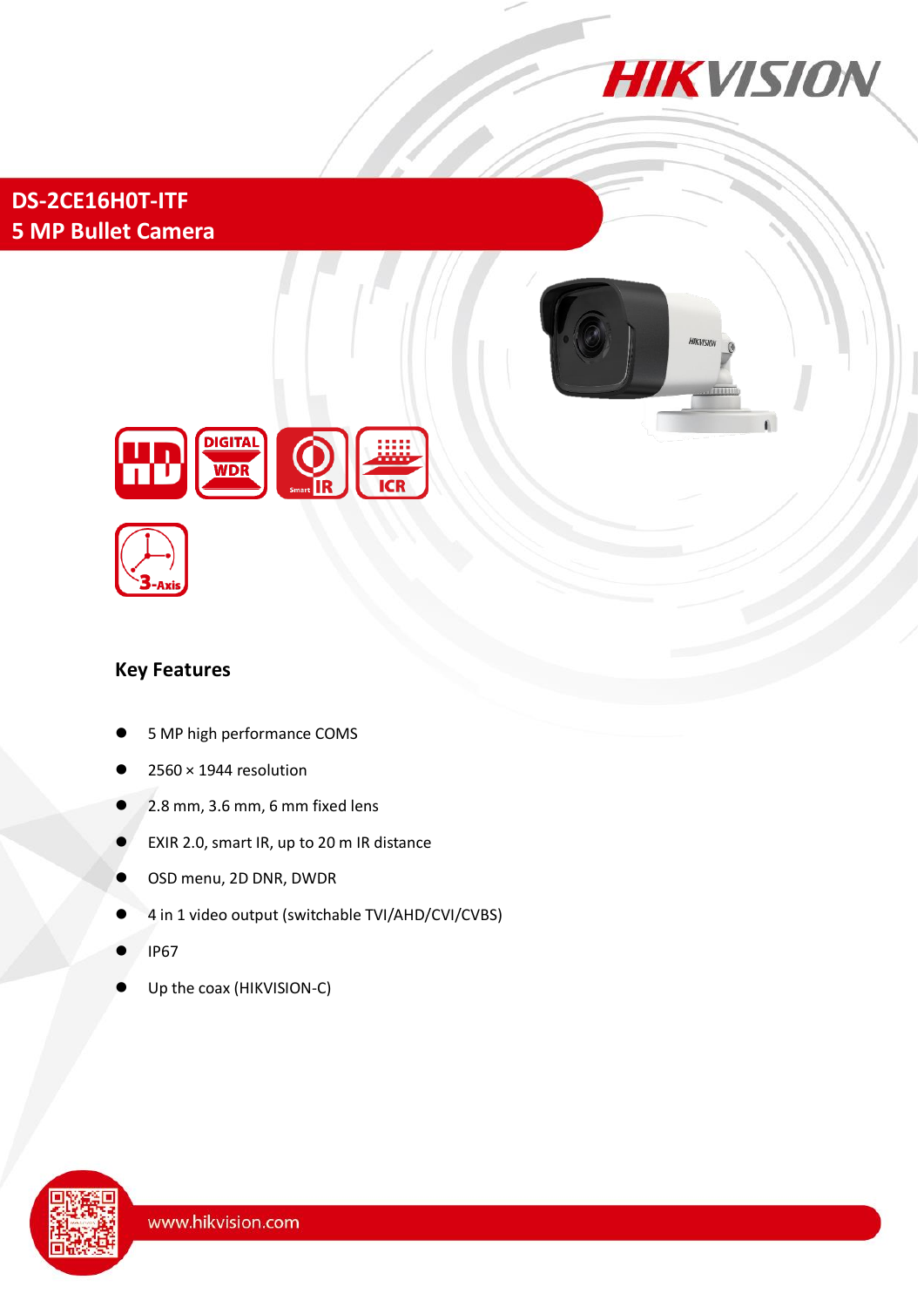# DS-2CE16H0T-ITF
## 5 MP Bullet Camera

### Key Features

- 5 MP high performance COMS
- 2560 × 1944 resolution
- 2.8 mm, 3.6 mm, 6 mm fixed lens
- EXIR 2.0, smart IR, up to 20 m IR distance
- OSD menu, 2D DNR, DWDR
- 4 in 1 video output (switchable TVI/AHD/CVI/CVBS)
- IP67
- Up the coax (HIKVISION-C)

www.hikvision.com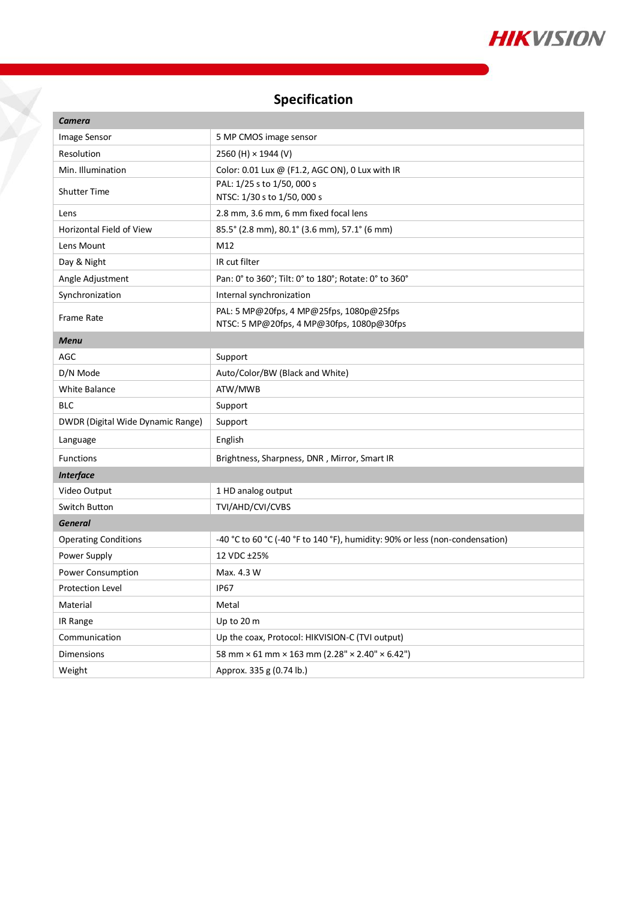## Specification

| | |
|---|---|
| ***Camera*** | |
| Image Sensor | 5 MP CMOS image sensor |
| Resolution | 2560 (H) × 1944 (V) |
| Min. Illumination | Color: 0.01 Lux @ (F1.2, AGC ON), 0 Lux with IR |
| Shutter Time | PAL: 1/25 s to 1/50, 000 s<br>NTSC: 1/30 s to 1/50, 000 s |
| Lens | 2.8 mm, 3.6 mm, 6 mm fixed focal lens |
| Horizontal Field of View | 85.5° (2.8 mm), 80.1° (3.6 mm), 57.1° (6 mm) |
| Lens Mount | M12 |
| Day & Night | IR cut filter |
| Angle Adjustment | Pan: 0° to 360°; Tilt: 0° to 180°; Rotate: 0° to 360° |
| Synchronization | Internal synchronization |
| Frame Rate | PAL: 5 MP@20fps, 4 MP@25fps, 1080p@25fps<br>NTSC: 5 MP@20fps, 4 MP@30fps, 1080p@30fps |
| ***Menu*** | |
| AGC | Support |
| D/N Mode | Auto/Color/BW (Black and White) |
| White Balance | ATW/MWB |
| BLC | Support |
| DWDR (Digital Wide Dynamic Range) | Support |
| Language | English |
| Functions | Brightness, Sharpness, DNR , Mirror, Smart IR |
| ***Interface*** | |
| Video Output | 1 HD analog output |
| Switch Button | TVI/AHD/CVI/CVBS |
| ***General*** | |
| Operating Conditions | -40 °C to 60 °C (-40 °F to 140 °F), humidity: 90% or less (non-condensation) |
| Power Supply | 12 VDC ±25% |
| Power Consumption | Max. 4.3 W |
| Protection Level | IP67 |
| Material | Metal |
| IR Range | Up to 20 m |
| Communication | Up the coax, Protocol: HIKVISION-C (TVI output) |
| Dimensions | 58 mm × 61 mm × 163 mm (2.28" × 2.40" × 6.42") |
| Weight | Approx. 335 g (0.74 lb.) |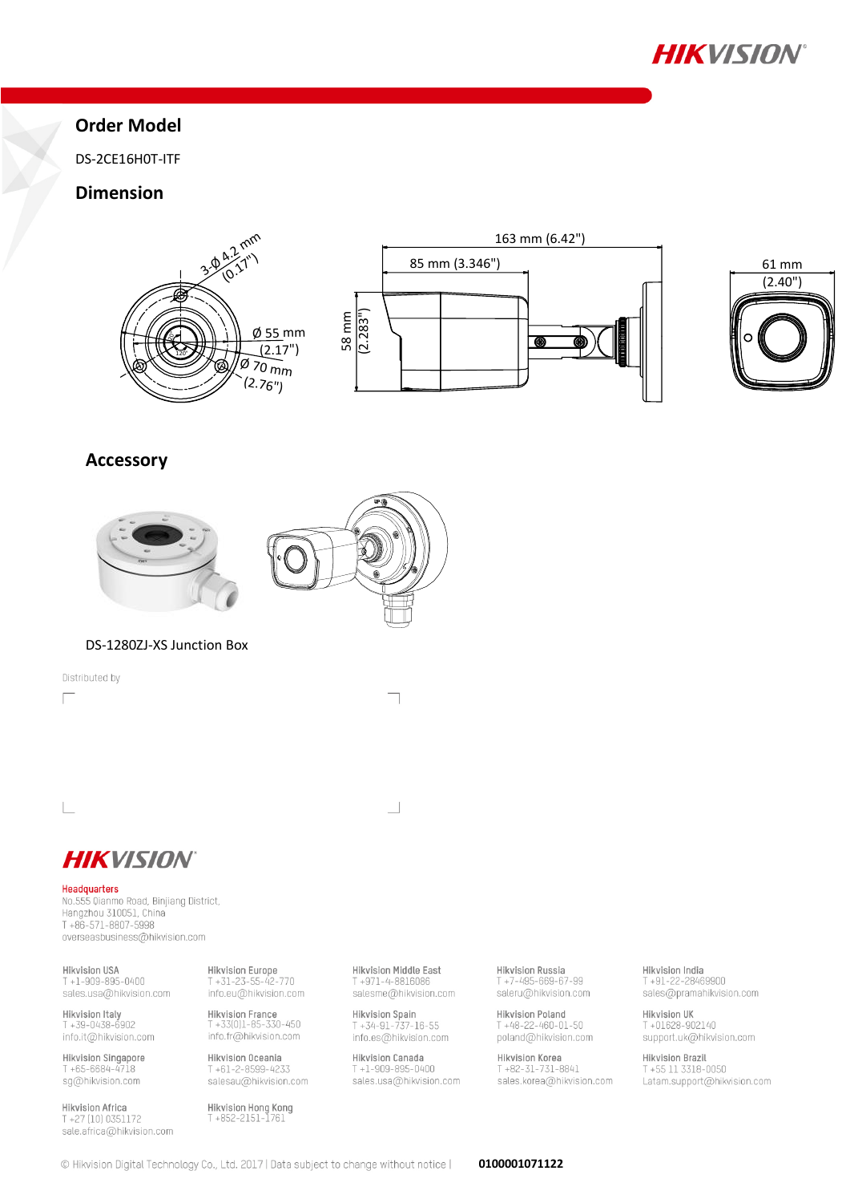## Order Model

DS-2CE16H0T-ITF

## Dimension

3-Ø 4.2 mm
(0.17")

Ø 55 mm
(2.17")

Ø 70 mm
(2.76")

163 mm (6.42")

85 mm (3.346")

58 mm
(2.283")

61 mm
(2.40")

## Accessory

DS-1280ZJ-XS Junction Box

Distributed by

**HIKVISION**

Headquarters
No.555 Qianmo Road, Binjiang District,
Hangzhou 310051, China
T +86-571-8807-5998
overseasbusiness@hikvision.com

Hikvision USA
T +1-909-895-0400
sales.usa@hikvision.com

Hikvision Europe
T +31-23-55-42-770
info.eu@hikvision.com

Hikvision Middle East
T +971-4-8816086
salesme@hikvision.com

Hikvision Russia
T +7-495-669-67-99
saleru@hikvision.com

Hikvision India
T +91-22-28469900
sales@pramahikvision.com

Hikvision Italy
T +39-0438-6902
info.it@hikvision.com

Hikvision France
T +33(0)1-85-330-450
info.fr@hikvision.com

Hikvision Spain
T +34-91-737-16-55
info.es@hikvision.com

Hikvision Poland
T +48-22-460-01-50
poland@hikvision.com

Hikvision UK
T +01628-902140
support.uk@hikvision.com

Hikvision Singapore
T +65-6684-4718
sg@hikvision.com

Hikvision Oceania
T +61-2-8599-4233
salesau@hikvision.com

Hikvision Canada
T +1-909-895-0400
sales.usa@hikvision.com

Hikvision Korea
T +82-31-731-8841
sales.korea@hikvision.com

Hikvision Brazil
T +55 11 3318-0050
Latam.support@hikvision.com

Hikvision Africa
T +27 (10) 0351172
sale.africa@hikvision.com

Hikvision Hong Kong
T +852-2151-1761

© Hikvision Digital Technology Co., Ltd. 2017 | Data subject to change without notice | **0100001071122**